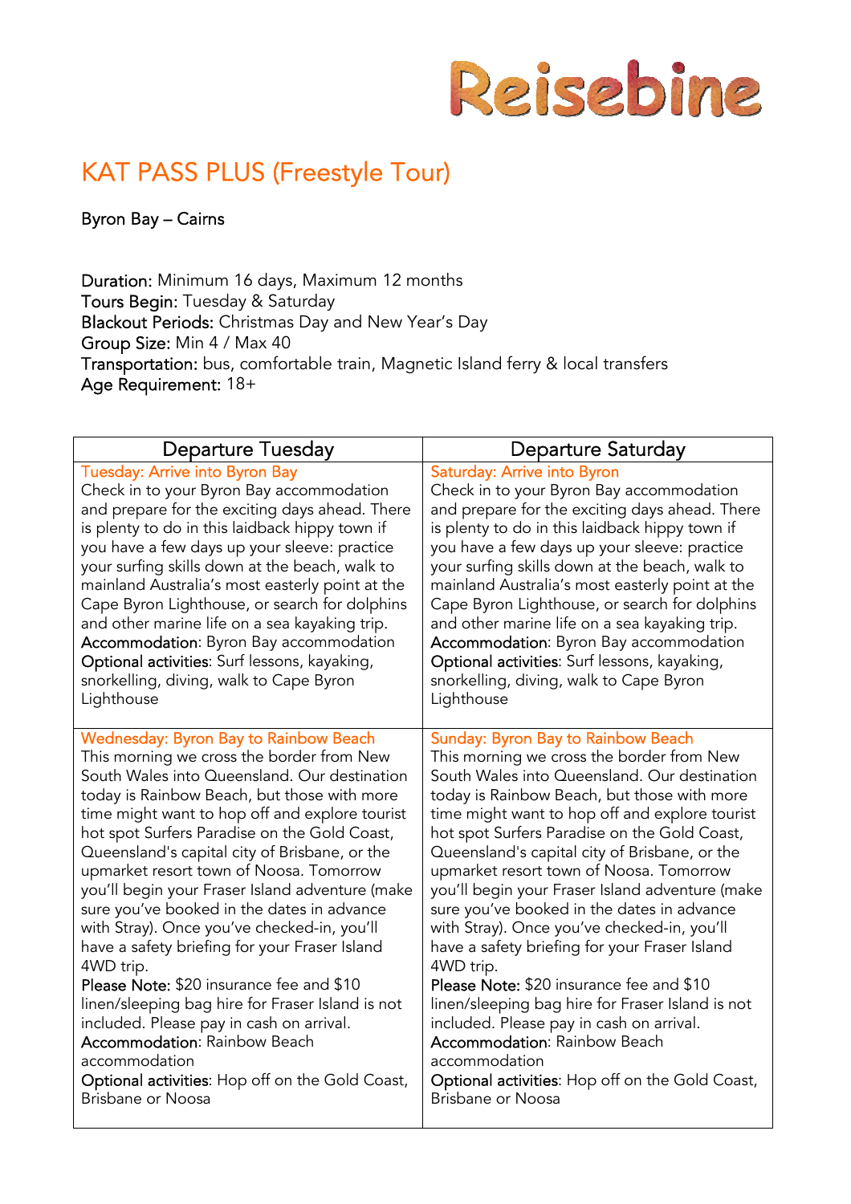Reisebine

# KAT PASS PLUS (Freestyle Tour)

Byron Bay – Cairns

**Duration:** Minimum 16 days, Maximum 12 months
**Tours Begin:** Tuesday & Saturday
**Blackout Periods:** Christmas Day and New Year's Day
**Group Size:** Min 4 / Max 40
**Transportation:** bus, comfortable train, Magnetic Island ferry & local transfers
**Age Requirement:** 18+

| Departure Tuesday | Departure Saturday |
|---|---|
| Tuesday: Arrive into Byron Bay<br>Check in to your Byron Bay accommodation and prepare for the exciting days ahead. There is plenty to do in this laidback hippy town if you have a few days up your sleeve: practice your surfing skills down at the beach, walk to mainland Australia's most easterly point at the Cape Byron Lighthouse, or search for dolphins and other marine life on a sea kayaking trip.<br>**Accommodation**: Byron Bay accommodation<br>**Optional activities**: Surf lessons, kayaking, snorkelling, diving, walk to Cape Byron Lighthouse | Saturday: Arrive into Byron<br>Check in to your Byron Bay accommodation and prepare for the exciting days ahead. There is plenty to do in this laidback hippy town if you have a few days up your sleeve: practice your surfing skills down at the beach, walk to mainland Australia's most easterly point at the Cape Byron Lighthouse, or search for dolphins and other marine life on a sea kayaking trip.<br>**Accommodation**: Byron Bay accommodation<br>**Optional activities**: Surf lessons, kayaking, snorkelling, diving, walk to Cape Byron Lighthouse |
| Wednesday: Byron Bay to Rainbow Beach<br>This morning we cross the border from New South Wales into Queensland. Our destination today is Rainbow Beach, but those with more time might want to hop off and explore tourist hot spot Surfers Paradise on the Gold Coast, Queensland's capital city of Brisbane, or the upmarket resort town of Noosa. Tomorrow you'll begin your Fraser Island adventure (make sure you've booked in the dates in advance with Stray). Once you've checked-in, you'll have a safety briefing for your Fraser Island 4WD trip.<br>**Please Note:** $20 insurance fee and $10 linen/sleeping bag hire for Fraser Island is not included. Please pay in cash on arrival.<br>**Accommodation**: Rainbow Beach accommodation<br>**Optional activities**: Hop off on the Gold Coast, Brisbane or Noosa | Sunday: Byron Bay to Rainbow Beach<br>This morning we cross the border from New South Wales into Queensland. Our destination today is Rainbow Beach, but those with more time might want to hop off and explore tourist hot spot Surfers Paradise on the Gold Coast, Queensland's capital city of Brisbane, or the upmarket resort town of Noosa. Tomorrow you'll begin your Fraser Island adventure (make sure you've booked in the dates in advance with Stray). Once you've checked-in, you'll have a safety briefing for your Fraser Island 4WD trip.<br>**Please Note:** $20 insurance fee and $10 linen/sleeping bag hire for Fraser Island is not included. Please pay in cash on arrival.<br>**Accommodation**: Rainbow Beach accommodation<br>**Optional activities**: Hop off on the Gold Coast, Brisbane or Noosa |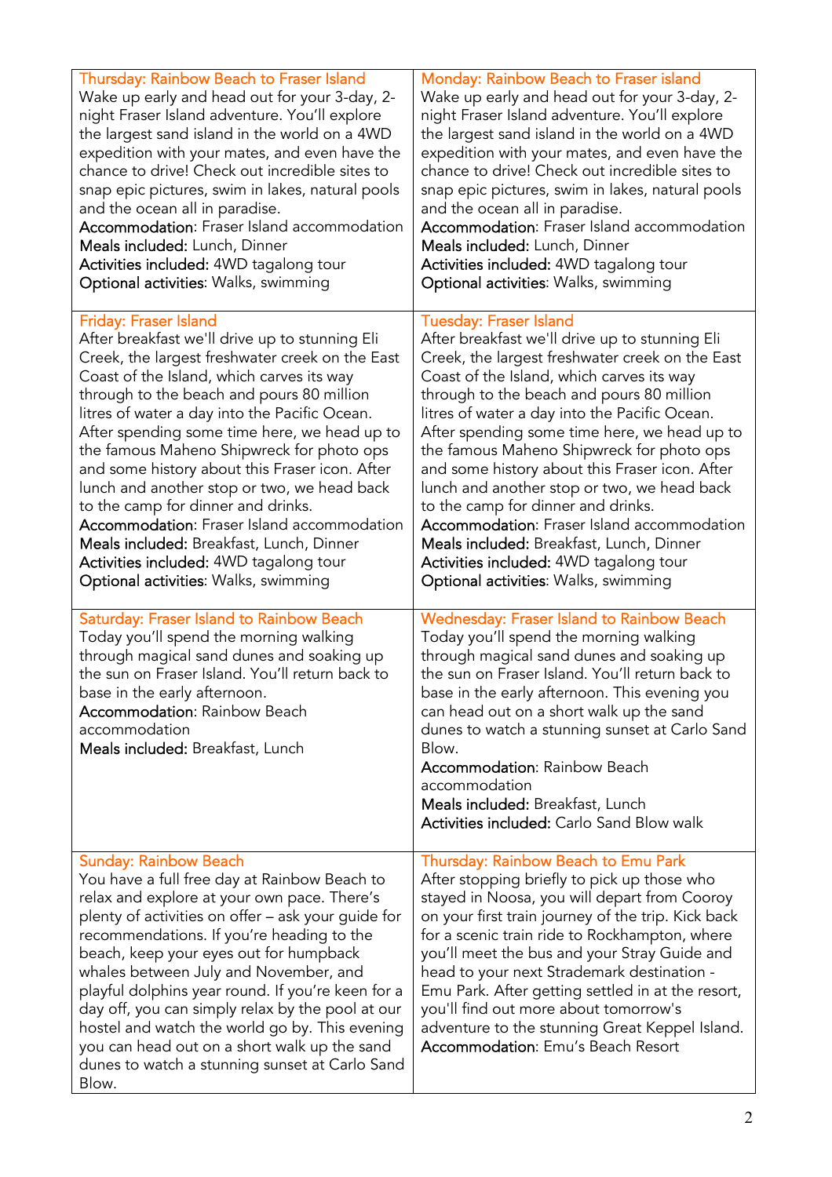| Thursday: Rainbow Beach to Fraser Island | Monday: Rainbow Beach to Fraser island |
|---|---|
| Wake up early and head out for your 3-day, 2-night Fraser Island adventure. You'll explore the largest sand island in the world on a 4WD expedition with your mates, and even have the chance to drive! Check out incredible sites to snap epic pictures, swim in lakes, natural pools and the ocean all in paradise.<br>**Accommodation**: Fraser Island accommodation<br>**Meals included:** Lunch, Dinner<br>**Activities included:** 4WD tagalong tour<br>**Optional activities**: Walks, swimming | Wake up early and head out for your 3-day, 2-night Fraser Island adventure. You'll explore the largest sand island in the world on a 4WD expedition with your mates, and even have the chance to drive! Check out incredible sites to snap epic pictures, swim in lakes, natural pools and the ocean all in paradise.<br>**Accommodation**: Fraser Island accommodation<br>**Meals included:** Lunch, Dinner<br>**Activities included:** 4WD tagalong tour<br>**Optional activities**: Walks, swimming |
| **Friday: Fraser Island**<br>After breakfast we'll drive up to stunning Eli Creek, the largest freshwater creek on the East Coast of the Island, which carves its way through to the beach and pours 80 million litres of water a day into the Pacific Ocean. After spending some time here, we head up to the famous Maheno Shipwreck for photo ops and some history about this Fraser icon. After lunch and another stop or two, we head back to the camp for dinner and drinks.<br>**Accommodation**: Fraser Island accommodation<br>**Meals included:** Breakfast, Lunch, Dinner<br>**Activities included:** 4WD tagalong tour<br>**Optional activities**: Walks, swimming | **Tuesday: Fraser Island**<br>After breakfast we'll drive up to stunning Eli Creek, the largest freshwater creek on the East Coast of the Island, which carves its way through to the beach and pours 80 million litres of water a day into the Pacific Ocean. After spending some time here, we head up to the famous Maheno Shipwreck for photo ops and some history about this Fraser icon. After lunch and another stop or two, we head back to the camp for dinner and drinks.<br>**Accommodation**: Fraser Island accommodation<br>**Meals included:** Breakfast, Lunch, Dinner<br>**Activities included:** 4WD tagalong tour<br>**Optional activities**: Walks, swimming |
| **Saturday: Fraser Island to Rainbow Beach**<br>Today you'll spend the morning walking through magical sand dunes and soaking up the sun on Fraser Island. You'll return back to base in the early afternoon.<br>**Accommodation**: Rainbow Beach accommodation<br>**Meals included:** Breakfast, Lunch | **Wednesday: Fraser Island to Rainbow Beach**<br>Today you'll spend the morning walking through magical sand dunes and soaking up the sun on Fraser Island. You'll return back to base in the early afternoon. This evening you can head out on a short walk up the sand dunes to watch a stunning sunset at Carlo Sand Blow.<br>**Accommodation**: Rainbow Beach accommodation<br>**Meals included:** Breakfast, Lunch<br>**Activities included:** Carlo Sand Blow walk |
| **Sunday: Rainbow Beach**<br>You have a full free day at Rainbow Beach to relax and explore at your own pace. There's plenty of activities on offer – ask your guide for recommendations. If you're heading to the beach, keep your eyes out for humpback whales between July and November, and playful dolphins year round. If you're keen for a day off, you can simply relax by the pool at our hostel and watch the world go by. This evening you can head out on a short walk up the sand dunes to watch a stunning sunset at Carlo Sand Blow. | **Thursday: Rainbow Beach to Emu Park**<br>After stopping briefly to pick up those who stayed in Noosa, you will depart from Cooroy on your first train journey of the trip. Kick back for a scenic train ride to Rockhampton, where you'll meet the bus and your Stray Guide and head to your next Strademark destination - Emu Park. After getting settled in at the resort, you'll find out more about tomorrow's adventure to the stunning Great Keppel Island.<br>**Accommodation**: Emu's Beach Resort |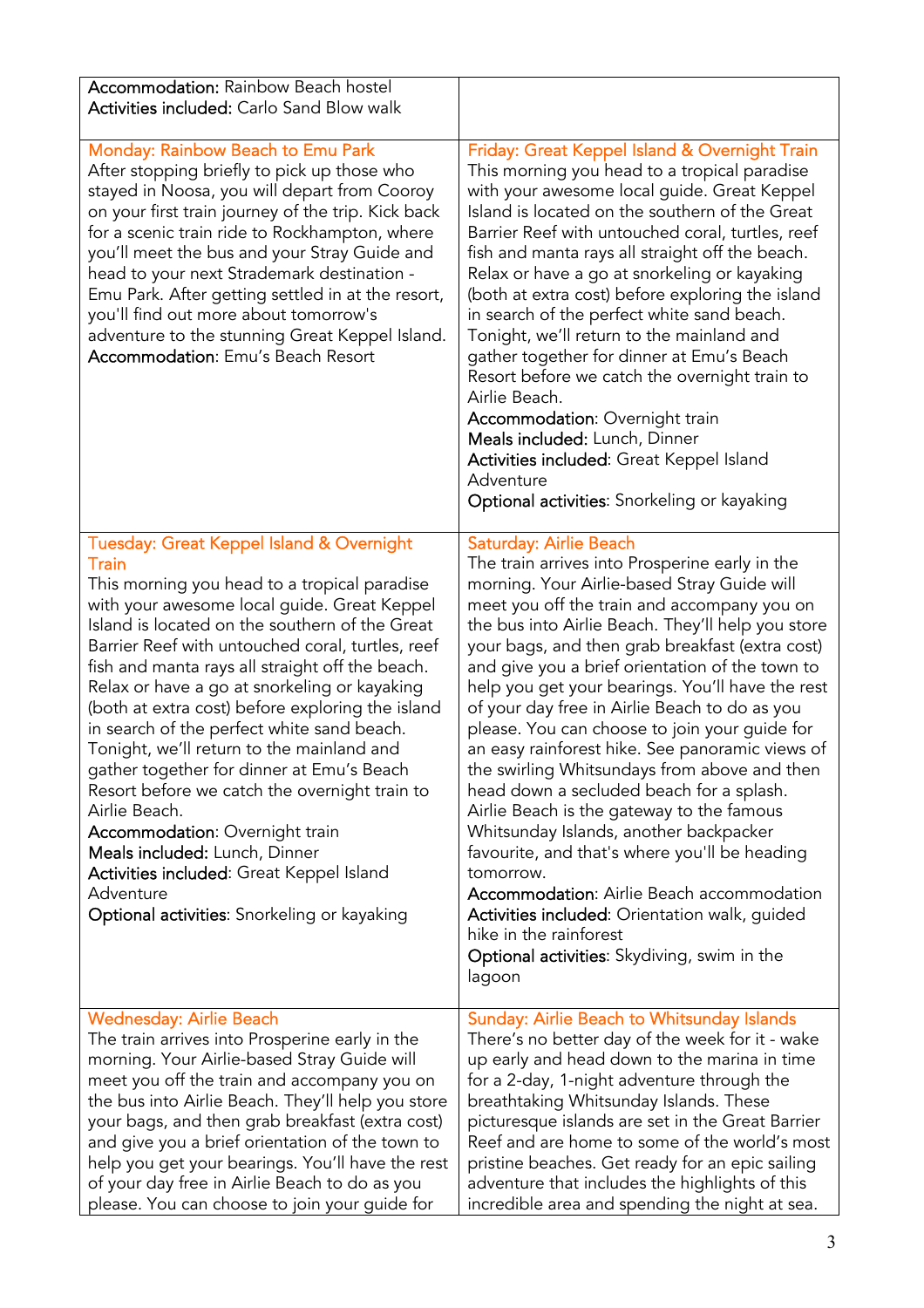| | |
|---|---|
| **Accommodation:** Rainbow Beach hostel<br>**Activities included:** Carlo Sand Blow walk | |
| Monday: Rainbow Beach to Emu Park<br>After stopping briefly to pick up those who stayed in Noosa, you will depart from Cooroy on your first train journey of the trip. Kick back for a scenic train ride to Rockhampton, where you'll meet the bus and your Stray Guide and head to your next Strademark destination - Emu Park. After getting settled in at the resort, you'll find out more about tomorrow's adventure to the stunning Great Keppel Island.<br>**Accommodation**: Emu's Beach Resort | Friday: Great Keppel Island & Overnight Train<br>This morning you head to a tropical paradise with your awesome local guide. Great Keppel Island is located on the southern of the Great Barrier Reef with untouched coral, turtles, reef fish and manta rays all straight off the beach. Relax or have a go at snorkeling or kayaking (both at extra cost) before exploring the island in search of the perfect white sand beach. Tonight, we'll return to the mainland and gather together for dinner at Emu's Beach Resort before we catch the overnight train to Airlie Beach.<br>**Accommodation**: Overnight train<br>**Meals included:** Lunch, Dinner<br>**Activities included**: Great Keppel Island Adventure<br>**Optional activities**: Snorkeling or kayaking |
| Tuesday: Great Keppel Island & Overnight Train<br>This morning you head to a tropical paradise with your awesome local guide. Great Keppel Island is located on the southern of the Great Barrier Reef with untouched coral, turtles, reef fish and manta rays all straight off the beach. Relax or have a go at snorkeling or kayaking (both at extra cost) before exploring the island in search of the perfect white sand beach. Tonight, we'll return to the mainland and gather together for dinner at Emu's Beach Resort before we catch the overnight train to Airlie Beach.<br>**Accommodation**: Overnight train<br>**Meals included:** Lunch, Dinner<br>**Activities included**: Great Keppel Island Adventure<br>**Optional activities**: Snorkeling or kayaking | Saturday: Airlie Beach<br>The train arrives into Prosperine early in the morning. Your Airlie-based Stray Guide will meet you off the train and accompany you on the bus into Airlie Beach. They'll help you store your bags, and then grab breakfast (extra cost) and give you a brief orientation of the town to help you get your bearings. You'll have the rest of your day free in Airlie Beach to do as you please. You can choose to join your guide for an easy rainforest hike. See panoramic views of the swirling Whitsundays from above and then head down a secluded beach for a splash. Airlie Beach is the gateway to the famous Whitsunday Islands, another backpacker favourite, and that's where you'll be heading tomorrow.<br>**Accommodation**: Airlie Beach accommodation<br>**Activities included**: Orientation walk, guided hike in the rainforest<br>**Optional activities**: Skydiving, swim in the lagoon |
| Wednesday: Airlie Beach<br>The train arrives into Prosperine early in the morning. Your Airlie-based Stray Guide will meet you off the train and accompany you on the bus into Airlie Beach. They'll help you store your bags, and then grab breakfast (extra cost) and give you a brief orientation of the town to help you get your bearings. You'll have the rest of your day free in Airlie Beach to do as you please. You can choose to join your guide for | Sunday: Airlie Beach to Whitsunday Islands<br>There's no better day of the week for it - wake up early and head down to the marina in time for a 2-day, 1-night adventure through the breathtaking Whitsunday Islands. These picturesque islands are set in the Great Barrier Reef and are home to some of the world's most pristine beaches. Get ready for an epic sailing adventure that includes the highlights of this incredible area and spending the night at sea. |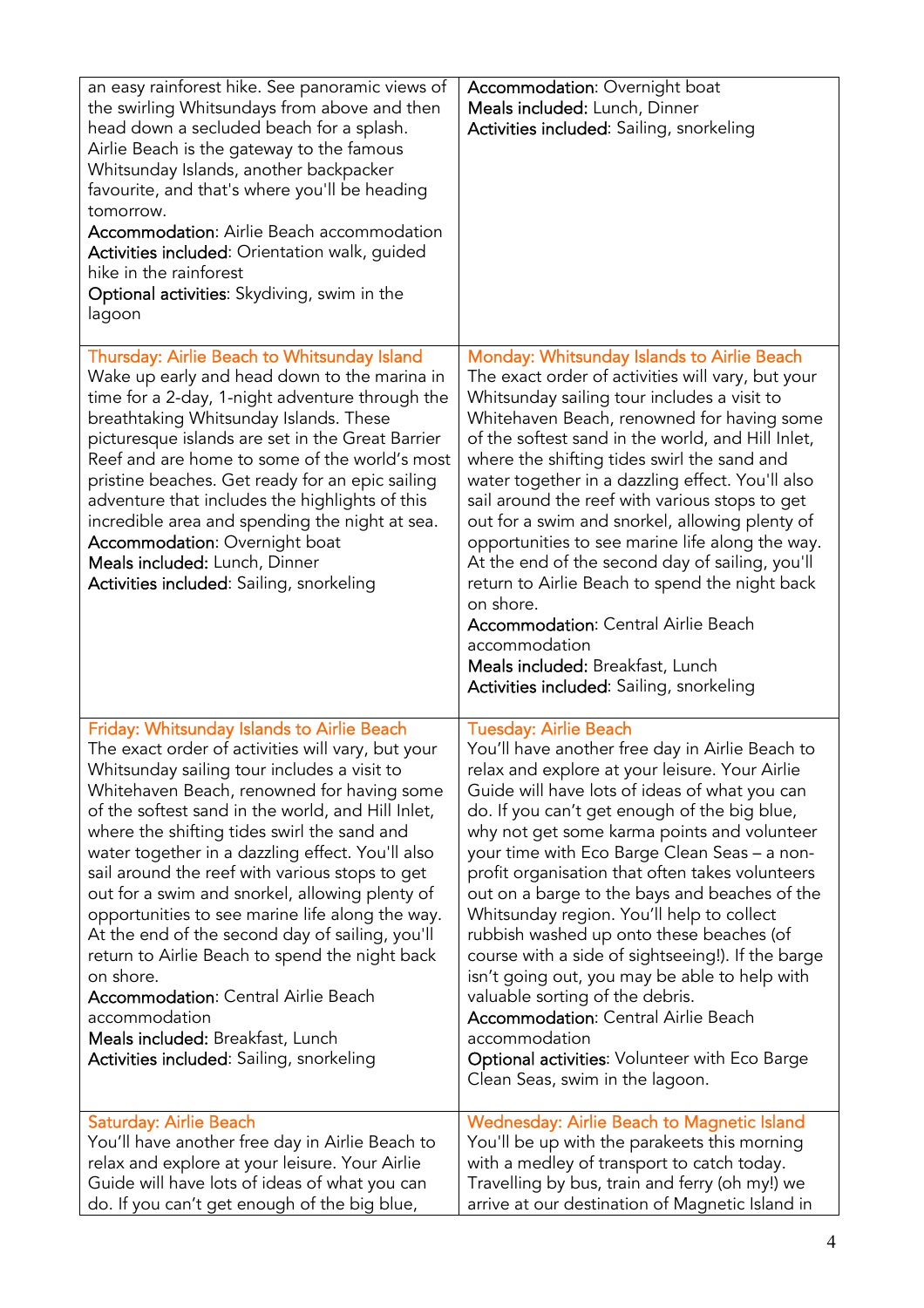| | |
|---|---|
| an easy rainforest hike. See panoramic views of the swirling Whitsundays from above and then head down a secluded beach for a splash. Airlie Beach is the gateway to the famous Whitsunday Islands, another backpacker favourite, and that's where you'll be heading tomorrow.<br>Accommodation: Airlie Beach accommodation<br>Activities included: Orientation walk, guided hike in the rainforest<br>Optional activities: Skydiving, swim in the lagoon | Accommodation: Overnight boat<br>Meals included: Lunch, Dinner<br>Activities included: Sailing, snorkeling |
| **Thursday: Airlie Beach to Whitsunday Island**<br>Wake up early and head down to the marina in time for a 2-day, 1-night adventure through the breathtaking Whitsunday Islands. These picturesque islands are set in the Great Barrier Reef and are home to some of the world's most pristine beaches. Get ready for an epic sailing adventure that includes the highlights of this incredible area and spending the night at sea.<br>Accommodation: Overnight boat<br>Meals included: Lunch, Dinner<br>Activities included: Sailing, snorkeling | **Monday: Whitsunday Islands to Airlie Beach**<br>The exact order of activities will vary, but your Whitsunday sailing tour includes a visit to Whitehaven Beach, renowned for having some of the softest sand in the world, and Hill Inlet, where the shifting tides swirl the sand and water together in a dazzling effect. You'll also sail around the reef with various stops to get out for a swim and snorkel, allowing plenty of opportunities to see marine life along the way. At the end of the second day of sailing, you'll return to Airlie Beach to spend the night back on shore.<br>Accommodation: Central Airlie Beach accommodation<br>Meals included: Breakfast, Lunch<br>Activities included: Sailing, snorkeling |
| **Friday: Whitsunday Islands to Airlie Beach**<br>The exact order of activities will vary, but your Whitsunday sailing tour includes a visit to Whitehaven Beach, renowned for having some of the softest sand in the world, and Hill Inlet, where the shifting tides swirl the sand and water together in a dazzling effect. You'll also sail around the reef with various stops to get out for a swim and snorkel, allowing plenty of opportunities to see marine life along the way. At the end of the second day of sailing, you'll return to Airlie Beach to spend the night back on shore.<br>Accommodation: Central Airlie Beach accommodation<br>Meals included: Breakfast, Lunch<br>Activities included: Sailing, snorkeling | **Tuesday: Airlie Beach**<br>You'll have another free day in Airlie Beach to relax and explore at your leisure. Your Airlie Guide will have lots of ideas of what you can do. If you can't get enough of the big blue, why not get some karma points and volunteer your time with Eco Barge Clean Seas – a non-profit organisation that often takes volunteers out on a barge to the bays and beaches of the Whitsunday region. You'll help to collect rubbish washed up onto these beaches (of course with a side of sightseeing!). If the barge isn't going out, you may be able to help with valuable sorting of the debris.<br>Accommodation: Central Airlie Beach accommodation<br>Optional activities: Volunteer with Eco Barge Clean Seas, swim in the lagoon. |
| **Saturday: Airlie Beach**<br>You'll have another free day in Airlie Beach to relax and explore at your leisure. Your Airlie Guide will have lots of ideas of what you can do. If you can't get enough of the big blue, | **Wednesday: Airlie Beach to Magnetic Island**<br>You'll be up with the parakeets this morning with a medley of transport to catch today. Travelling by bus, train and ferry (oh my!) we arrive at our destination of Magnetic Island in |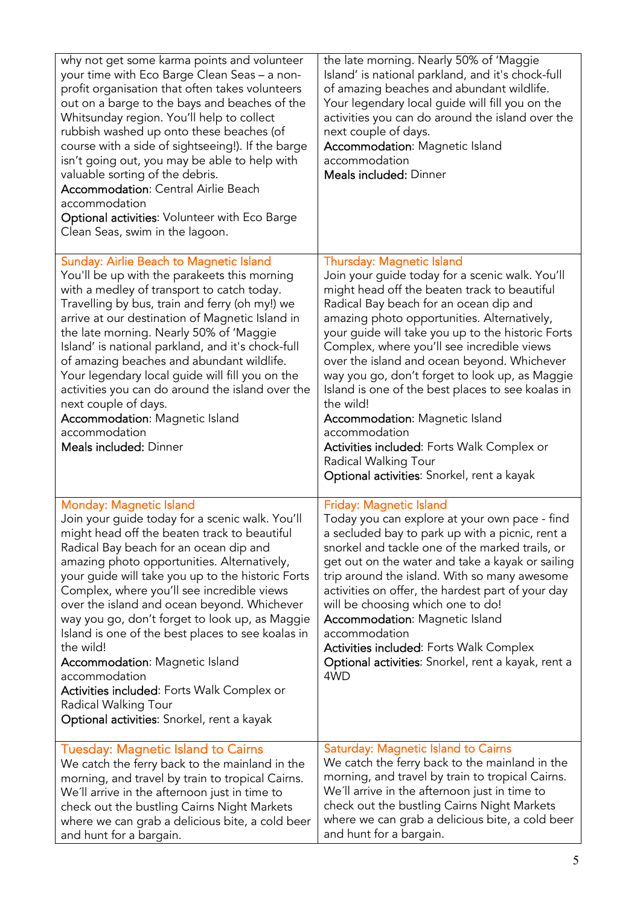| | |
|---|---|
| why not get some karma points and volunteer your time with Eco Barge Clean Seas – a non-profit organisation that often takes volunteers out on a barge to the bays and beaches of the Whitsunday region. You'll help to collect rubbish washed up onto these beaches (of course with a side of sightseeing!). If the barge isn't going out, you may be able to help with valuable sorting of the debris.<br>**Accommodation**: Central Airlie Beach accommodation<br>**Optional activities**: Volunteer with Eco Barge Clean Seas, swim in the lagoon. | the late morning. Nearly 50% of 'Maggie Island' is national parkland, and it's chock-full of amazing beaches and abundant wildlife. Your legendary local guide will fill you on the activities you can do around the island over the next couple of days.<br>**Accommodation**: Magnetic Island accommodation<br>**Meals included:** Dinner |
| **Sunday: Airlie Beach to Magnetic Island**<br>You'll be up with the parakeets this morning with a medley of transport to catch today. Travelling by bus, train and ferry (oh my!) we arrive at our destination of Magnetic Island in the late morning. Nearly 50% of 'Maggie Island' is national parkland, and it's chock-full of amazing beaches and abundant wildlife. Your legendary local guide will fill you on the activities you can do around the island over the next couple of days.<br>**Accommodation**: Magnetic Island accommodation<br>**Meals included:** Dinner | **Thursday: Magnetic Island**<br>Join your guide today for a scenic walk. You'll might head off the beaten track to beautiful Radical Bay beach for an ocean dip and amazing photo opportunities. Alternatively, your guide will take you up to the historic Forts Complex, where you'll see incredible views over the island and ocean beyond. Whichever way you go, don't forget to look up, as Maggie Island is one of the best places to see koalas in the wild!<br>**Accommodation**: Magnetic Island accommodation<br>**Activities included**: Forts Walk Complex or Radical Walking Tour<br>**Optional activities**: Snorkel, rent a kayak |
| **Monday: Magnetic Island**<br>Join your guide today for a scenic walk. You'll might head off the beaten track to beautiful Radical Bay beach for an ocean dip and amazing photo opportunities. Alternatively, your guide will take you up to the historic Forts Complex, where you'll see incredible views over the island and ocean beyond. Whichever way you go, don't forget to look up, as Maggie Island is one of the best places to see koalas in the wild!<br>**Accommodation**: Magnetic Island accommodation<br>**Activities included**: Forts Walk Complex or Radical Walking Tour<br>**Optional activities**: Snorkel, rent a kayak | **Friday: Magnetic Island**<br>Today you can explore at your own pace - find a secluded bay to park up with a picnic, rent a snorkel and tackle one of the marked trails, or get out on the water and take a kayak or sailing trip around the island. With so many awesome activities on offer, the hardest part of your day will be choosing which one to do!<br>**Accommodation**: Magnetic Island accommodation<br>**Activities included**: Forts Walk Complex<br>**Optional activities**: Snorkel, rent a kayak, rent a 4WD |
| **Tuesday: Magnetic Island to Cairns**<br>We catch the ferry back to the mainland in the morning, and travel by train to tropical Cairns. We´ll arrive in the afternoon just in time to check out the bustling Cairns Night Markets where we can grab a delicious bite, a cold beer and hunt for a bargain. | **Saturday: Magnetic Island to Cairns**<br>We catch the ferry back to the mainland in the morning, and travel by train to tropical Cairns. We´ll arrive in the afternoon just in time to check out the bustling Cairns Night Markets where we can grab a delicious bite, a cold beer and hunt for a bargain. |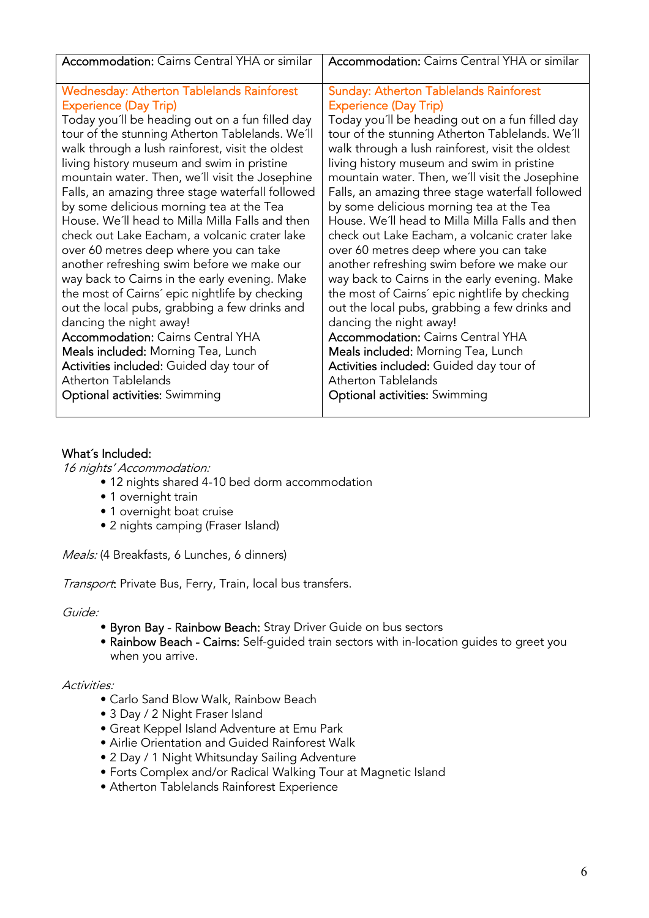| **Accommodation:** Cairns Central YHA or similar | **Accommodation:** Cairns Central YHA or similar |
|---|---|
| Wednesday: Atherton Tablelands Rainforest Experience (Day Trip)<br>Today you´ll be heading out on a fun filled day tour of the stunning Atherton Tablelands. We´ll walk through a lush rainforest, visit the oldest living history museum and swim in pristine mountain water. Then, we´ll visit the Josephine Falls, an amazing three stage waterfall followed by some delicious morning tea at the Tea House. We´ll head to Milla Milla Falls and then check out Lake Eacham, a volcanic crater lake over 60 metres deep where you can take another refreshing swim before we make our way back to Cairns in the early evening. Make the most of Cairns´ epic nightlife by checking out the local pubs, grabbing a few drinks and dancing the night away!<br>**Accommodation:** Cairns Central YHA<br>**Meals included:** Morning Tea, Lunch<br>**Activities included:** Guided day tour of Atherton Tablelands<br>**Optional activities:** Swimming | Sunday: Atherton Tablelands Rainforest Experience (Day Trip)<br>Today you´ll be heading out on a fun filled day tour of the stunning Atherton Tablelands. We´ll walk through a lush rainforest, visit the oldest living history museum and swim in pristine mountain water. Then, we´ll visit the Josephine Falls, an amazing three stage waterfall followed by some delicious morning tea at the Tea House. We´ll head to Milla Milla Falls and then check out Lake Eacham, a volcanic crater lake over 60 metres deep where you can take another refreshing swim before we make our way back to Cairns in the early evening. Make the most of Cairns´ epic nightlife by checking out the local pubs, grabbing a few drinks and dancing the night away!<br>**Accommodation:** Cairns Central YHA<br>**Meals included:** Morning Tea, Lunch<br>**Activities included:** Guided day tour of Atherton Tablelands<br>**Optional activities:** Swimming |

**What´s Included:**

*16 nights' Accommodation:*

- 12 nights shared 4-10 bed dorm accommodation
- 1 overnight train
- 1 overnight boat cruise
- 2 nights camping (Fraser Island)

*Meals:* (4 Breakfasts, 6 Lunches, 6 dinners)

*Transport*: Private Bus, Ferry, Train, local bus transfers.

*Guide:*

- **Byron Bay - Rainbow Beach:** Stray Driver Guide on bus sectors
- **Rainbow Beach - Cairns:** Self-guided train sectors with in-location guides to greet you when you arrive.

*Activities:*

- Carlo Sand Blow Walk, Rainbow Beach
- 3 Day / 2 Night Fraser Island
- Great Keppel Island Adventure at Emu Park
- Airlie Orientation and Guided Rainforest Walk
- 2 Day / 1 Night Whitsunday Sailing Adventure
- Forts Complex and/or Radical Walking Tour at Magnetic Island
- Atherton Tablelands Rainforest Experience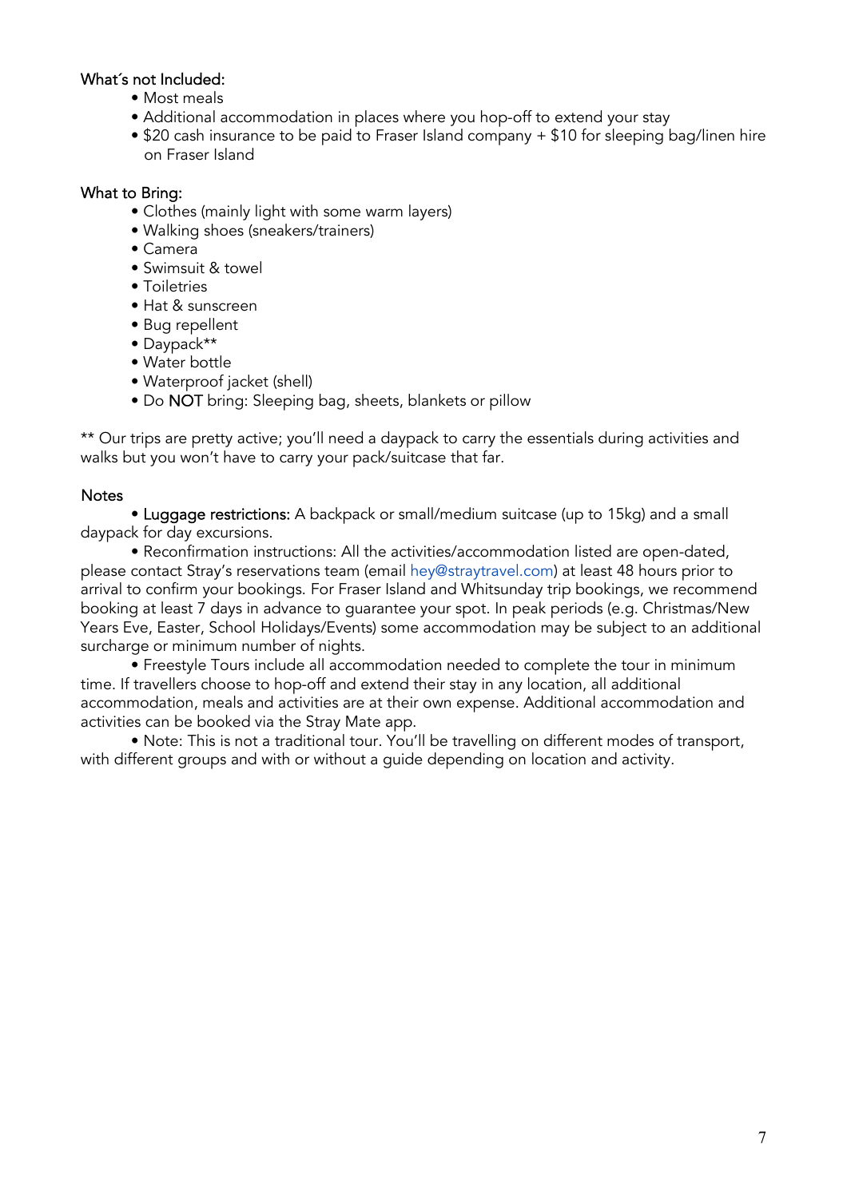What´s not Included:

- Most meals
- Additional accommodation in places where you hop-off to extend your stay
- $20 cash insurance to be paid to Fraser Island company + $10 for sleeping bag/linen hire on Fraser Island

What to Bring:

- Clothes (mainly light with some warm layers)
- Walking shoes (sneakers/trainers)
- Camera
- Swimsuit & towel
- Toiletries
- Hat & sunscreen
- Bug repellent
- Daypack**
- Water bottle
- Waterproof jacket (shell)
- Do NOT bring: Sleeping bag, sheets, blankets or pillow

** Our trips are pretty active; you'll need a daypack to carry the essentials during activities and walks but you won't have to carry your pack/suitcase that far.

Notes

- Luggage restrictions: A backpack or small/medium suitcase (up to 15kg) and a small daypack for day excursions.
- Reconfirmation instructions: All the activities/accommodation listed are open-dated, please contact Stray's reservations team (email hey@straytravel.com) at least 48 hours prior to arrival to confirm your bookings. For Fraser Island and Whitsunday trip bookings, we recommend booking at least 7 days in advance to guarantee your spot. In peak periods (e.g. Christmas/New Years Eve, Easter, School Holidays/Events) some accommodation may be subject to an additional surcharge or minimum number of nights.
- Freestyle Tours include all accommodation needed to complete the tour in minimum time. If travellers choose to hop-off and extend their stay in any location, all additional accommodation, meals and activities are at their own expense. Additional accommodation and activities can be booked via the Stray Mate app.
- Note: This is not a traditional tour. You'll be travelling on different modes of transport, with different groups and with or without a guide depending on location and activity.